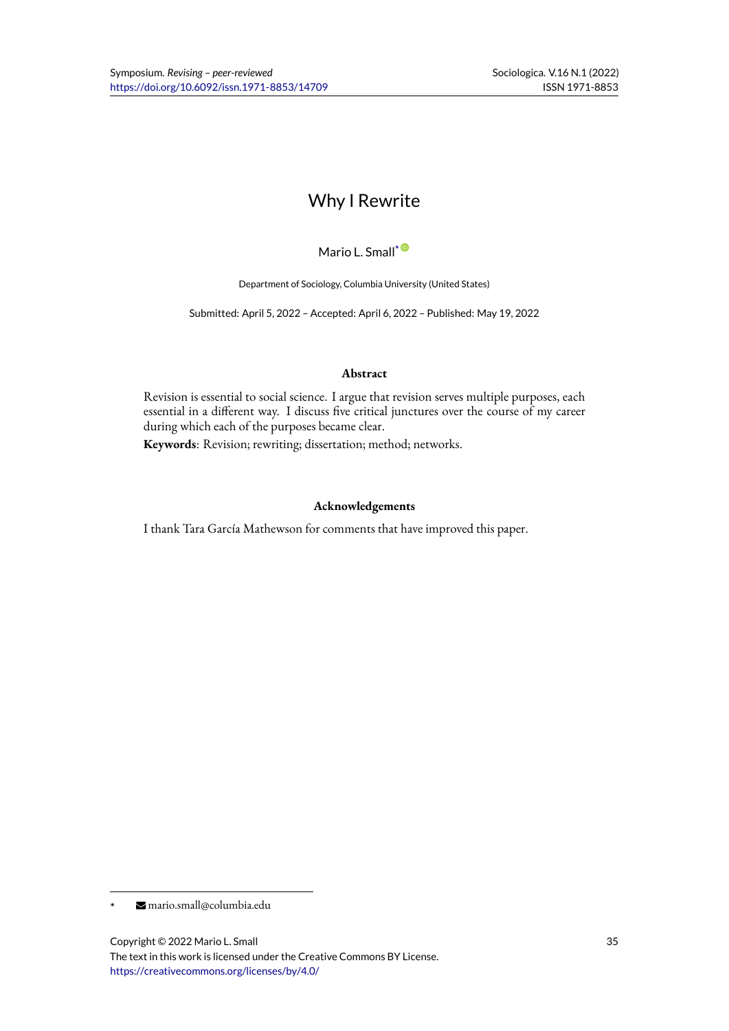# Why I Rewrite

Mario L. Small*

Department of Sociology, Columbia University (United States)

Submitted: April 5, 2022 – Accepted: April 6, 2022 – Published: May 19, 2022

### Abstract

Revision is essential to social science. I argue that revision serves multiple purposes, each essential in a different way. I discuss five critical junctures over the course of my career during which each of the purposes became clear.

**Keywords**: Revision; rewriting; dissertation; method; networks.

### Acknowledgements

I thank Tara García Mathewson for comments that have improved this paper.

---

* mario.small@columbia.edu

Copyright © 2022 Mario L. Small
The text in this work is licensed under the Creative Commons BY License.
https://creativecommons.org/licenses/by/4.0/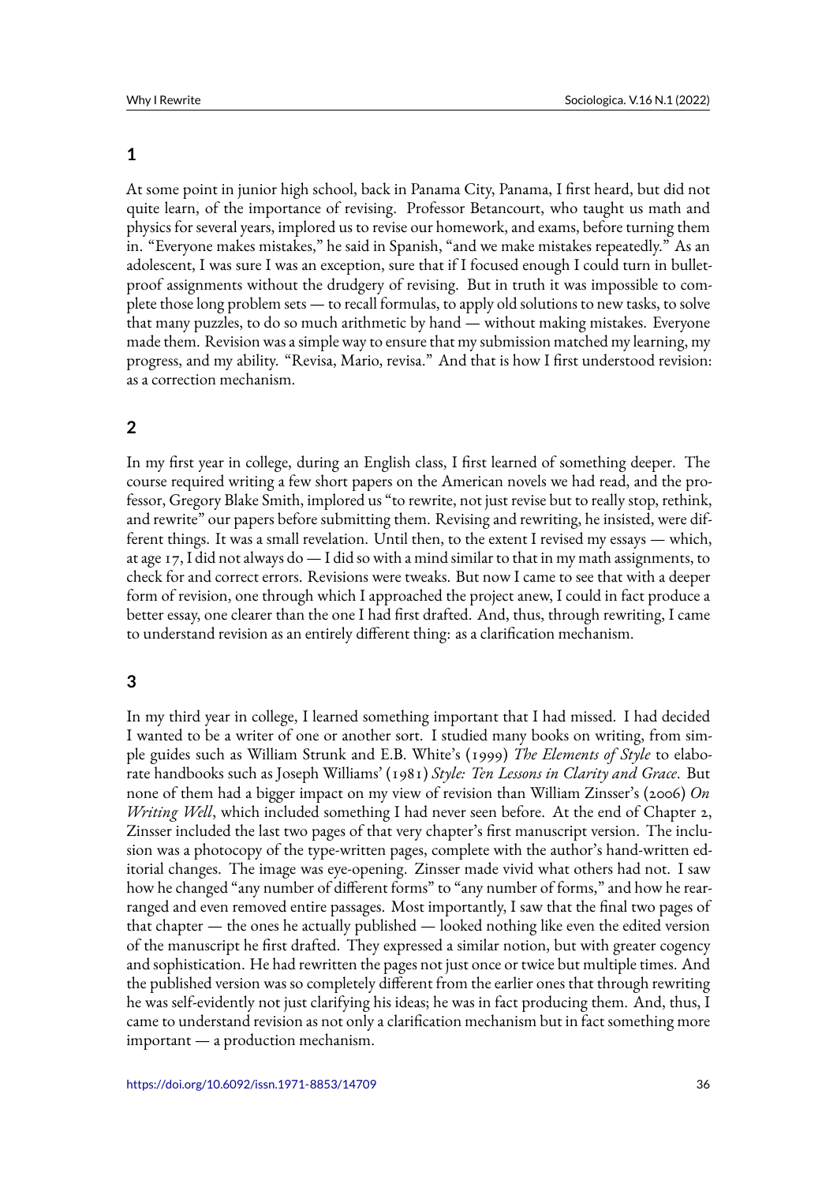## 1

At some point in junior high school, back in Panama City, Panama, I first heard, but did not quite learn, of the importance of revising. Professor Betancourt, who taught us math and physics for several years, implored us to revise our homework, and exams, before turning them in. "Everyone makes mistakes," he said in Spanish, "and we make mistakes repeatedly." As an adolescent, I was sure I was an exception, sure that if I focused enough I could turn in bulletproof assignments without the drudgery of revising. But in truth it was impossible to complete those long problem sets — to recall formulas, to apply old solutions to new tasks, to solve that many puzzles, to do so much arithmetic by hand — without making mistakes. Everyone made them. Revision was a simple way to ensure that my submission matched my learning, my progress, and my ability. "Revisa, Mario, revisa." And that is how I first understood revision: as a correction mechanism.

## 2

In my first year in college, during an English class, I first learned of something deeper. The course required writing a few short papers on the American novels we had read, and the professor, Gregory Blake Smith, implored us "to rewrite, not just revise but to really stop, rethink, and rewrite" our papers before submitting them. Revising and rewriting, he insisted, were different things. It was a small revelation. Until then, to the extent I revised my essays — which, at age 17, I did not always do — I did so with a mind similar to that in my math assignments, to check for and correct errors. Revisions were tweaks. But now I came to see that with a deeper form of revision, one through which I approached the project anew, I could in fact produce a better essay, one clearer than the one I had first drafted. And, thus, through rewriting, I came to understand revision as an entirely different thing: as a clarification mechanism.

## 3

In my third year in college, I learned something important that I had missed. I had decided I wanted to be a writer of one or another sort. I studied many books on writing, from simple guides such as William Strunk and E.B. White's (1999) *The Elements of Style* to elaborate handbooks such as Joseph Williams' (1981) *Style: Ten Lessons in Clarity and Grace*. But none of them had a bigger impact on my view of revision than William Zinsser's (2006) *On Writing Well*, which included something I had never seen before. At the end of Chapter 2, Zinsser included the last two pages of that very chapter's first manuscript version. The inclusion was a photocopy of the type-written pages, complete with the author's hand-written editorial changes. The image was eye-opening. Zinsser made vivid what others had not. I saw how he changed "any number of different forms" to "any number of forms," and how he rearranged and even removed entire passages. Most importantly, I saw that the final two pages of that chapter — the ones he actually published — looked nothing like even the edited version of the manuscript he first drafted. They expressed a similar notion, but with greater cogency and sophistication. He had rewritten the pages not just once or twice but multiple times. And the published version was so completely different from the earlier ones that through rewriting he was self-evidently not just clarifying his ideas; he was in fact producing them. And, thus, I came to understand revision as not only a clarification mechanism but in fact something more important — a production mechanism.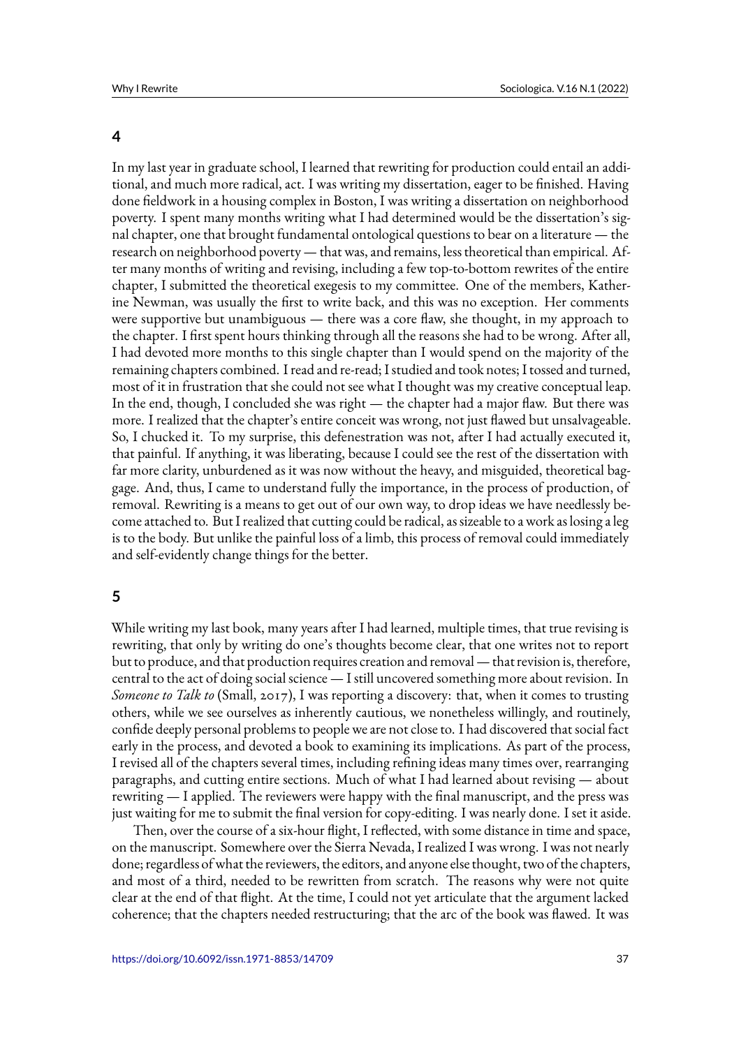## 4

In my last year in graduate school, I learned that rewriting for production could entail an additional, and much more radical, act. I was writing my dissertation, eager to be finished. Having done fieldwork in a housing complex in Boston, I was writing a dissertation on neighborhood poverty. I spent many months writing what I had determined would be the dissertation's signal chapter, one that brought fundamental ontological questions to bear on a literature — the research on neighborhood poverty — that was, and remains, less theoretical than empirical. After many months of writing and revising, including a few top-to-bottom rewrites of the entire chapter, I submitted the theoretical exegesis to my committee. One of the members, Katherine Newman, was usually the first to write back, and this was no exception. Her comments were supportive but unambiguous — there was a core flaw, she thought, in my approach to the chapter. I first spent hours thinking through all the reasons she had to be wrong. After all, I had devoted more months to this single chapter than I would spend on the majority of the remaining chapters combined. I read and re-read; I studied and took notes; I tossed and turned, most of it in frustration that she could not see what I thought was my creative conceptual leap. In the end, though, I concluded she was right — the chapter had a major flaw. But there was more. I realized that the chapter's entire conceit was wrong, not just flawed but unsalvageable. So, I chucked it. To my surprise, this defenestration was not, after I had actually executed it, that painful. If anything, it was liberating, because I could see the rest of the dissertation with far more clarity, unburdened as it was now without the heavy, and misguided, theoretical baggage. And, thus, I came to understand fully the importance, in the process of production, of removal. Rewriting is a means to get out of our own way, to drop ideas we have needlessly become attached to. But I realized that cutting could be radical, as sizeable to a work as losing a leg is to the body. But unlike the painful loss of a limb, this process of removal could immediately and self-evidently change things for the better.

## 5

While writing my last book, many years after I had learned, multiple times, that true revising is rewriting, that only by writing do one's thoughts become clear, that one writes not to report but to produce, and that production requires creation and removal — that revision is, therefore, central to the act of doing social science — I still uncovered something more about revision. In *Someone to Talk to* (Small, 2017), I was reporting a discovery: that, when it comes to trusting others, while we see ourselves as inherently cautious, we nonetheless willingly, and routinely, confide deeply personal problems to people we are not close to. I had discovered that social fact early in the process, and devoted a book to examining its implications. As part of the process, I revised all of the chapters several times, including refining ideas many times over, rearranging paragraphs, and cutting entire sections. Much of what I had learned about revising — about rewriting — I applied. The reviewers were happy with the final manuscript, and the press was just waiting for me to submit the final version for copy-editing. I was nearly done. I set it aside.

Then, over the course of a six-hour flight, I reflected, with some distance in time and space, on the manuscript. Somewhere over the Sierra Nevada, I realized I was wrong. I was not nearly done; regardless of what the reviewers, the editors, and anyone else thought, two of the chapters, and most of a third, needed to be rewritten from scratch. The reasons why were not quite clear at the end of that flight. At the time, I could not yet articulate that the argument lacked coherence; that the chapters needed restructuring; that the arc of the book was flawed. It was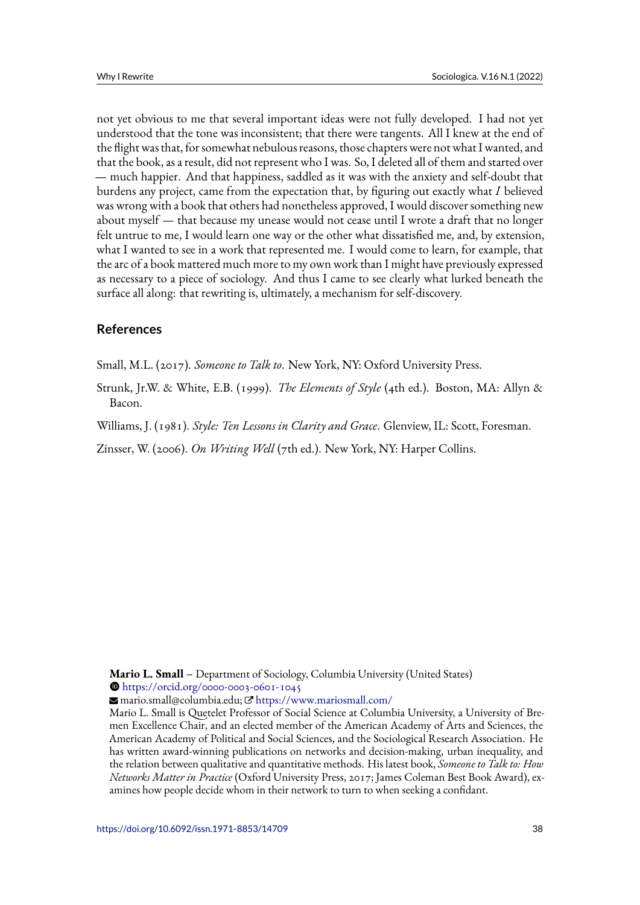not yet obvious to me that several important ideas were not fully developed. I had not yet understood that the tone was inconsistent; that there were tangents. All I knew at the end of the flight was that, for somewhat nebulous reasons, those chapters were not what I wanted, and that the book, as a result, did not represent who I was. So, I deleted all of them and started over — much happier. And that happiness, saddled as it was with the anxiety and self-doubt that burdens any project, came from the expectation that, by figuring out exactly what *I* believed was wrong with a book that others had nonetheless approved, I would discover something new about myself — that because my unease would not cease until I wrote a draft that no longer felt untrue to me, I would learn one way or the other what dissatisfied me, and, by extension, what I wanted to see in a work that represented me. I would come to learn, for example, that the arc of a book mattered much more to my own work than I might have previously expressed as necessary to a piece of sociology. And thus I came to see clearly what lurked beneath the surface all along: that rewriting is, ultimately, a mechanism for self-discovery.

## References

Small, M.L. (2017). *Someone to Talk to*. New York, NY: Oxford University Press.

Strunk, Jr.W. & White, E.B. (1999). *The Elements of Style* (4th ed.). Boston, MA: Allyn & Bacon.

Williams, J. (1981). *Style: Ten Lessons in Clarity and Grace*. Glenview, IL: Scott, Foresman.

Zinsser, W. (2006). *On Writing Well* (7th ed.). New York, NY: Harper Collins.

**Mario L. Small** – Department of Sociology, Columbia University (United States)
https://orcid.org/0000-0003-0601-1045
mario.small@columbia.edu; https://www.mariosmall.com/
Mario L. Small is Quetelet Professor of Social Science at Columbia University, a University of Bremen Excellence Chair, and an elected member of the American Academy of Arts and Sciences, the American Academy of Political and Social Sciences, and the Sociological Research Association. He has written award-winning publications on networks and decision-making, urban inequality, and the relation between qualitative and quantitative methods. His latest book, *Someone to Talk to: How Networks Matter in Practice* (Oxford University Press, 2017; James Coleman Best Book Award), examines how people decide whom in their network to turn to when seeking a confidant.